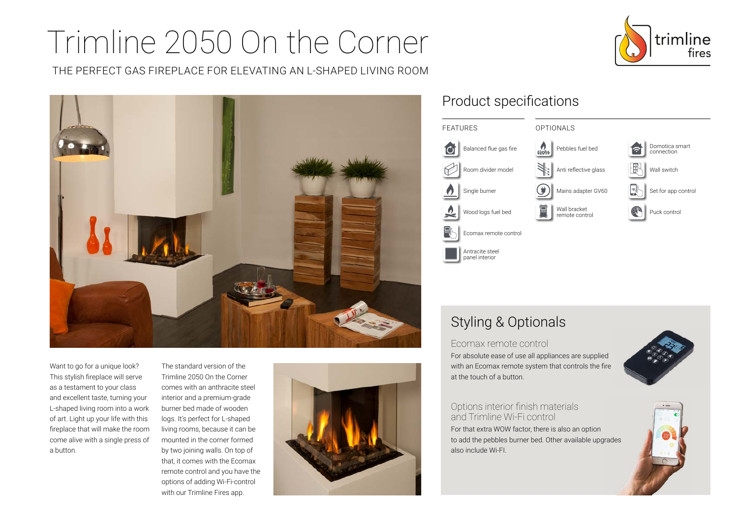# Trimline 2050 On the Corner

THE PERFECT GAS FIREPLACE FOR ELEVATING AN L-SHAPED LIVING ROOM

trimline fires

## Product specifications

**FEATURES**

- Balanced flue gas fire
- Room divider model
- Single burner
- Wood logs fuel bed
- Ecomax remote control
- Antracite steel panel interior

**OPTIONALS**

- Pebbles fuel bed
- Anti reflective glass
- Mains adapter GV60
- Wall bracket remote control
- Domotica smart connection
- Wall switch
- Set for app control
- Puck control

Want to go for a unique look? This stylish fireplace will serve as a testament to your class and excellent taste, turning your L-shaped living room into a work of art. Light up your life with this fireplace that will make the room come alive with a single press of a button.

The standard version of the Trimline 2050 On the Corner comes with an anthracite steel interior and a premium-grade burner bed made of wooden logs. It's perfect for L-shaped living rooms, because it can be mounted in the corner formed by two joining walls. On top of that, it comes with the Ecomax remote control and you have the options of adding Wi-Fi-control with our Trimline Fires app.

## Styling & Optionals

### Ecomax remote control

For absolute ease of use all appliances are supplied with an Ecomax remote system that controls the fire at the touch of a button.

### Options interior finish materials and Trimline Wi-Fi control

For that extra WOW factor, there is also an option to add the pebbles burner bed. Other available upgrades also include Wi-FI.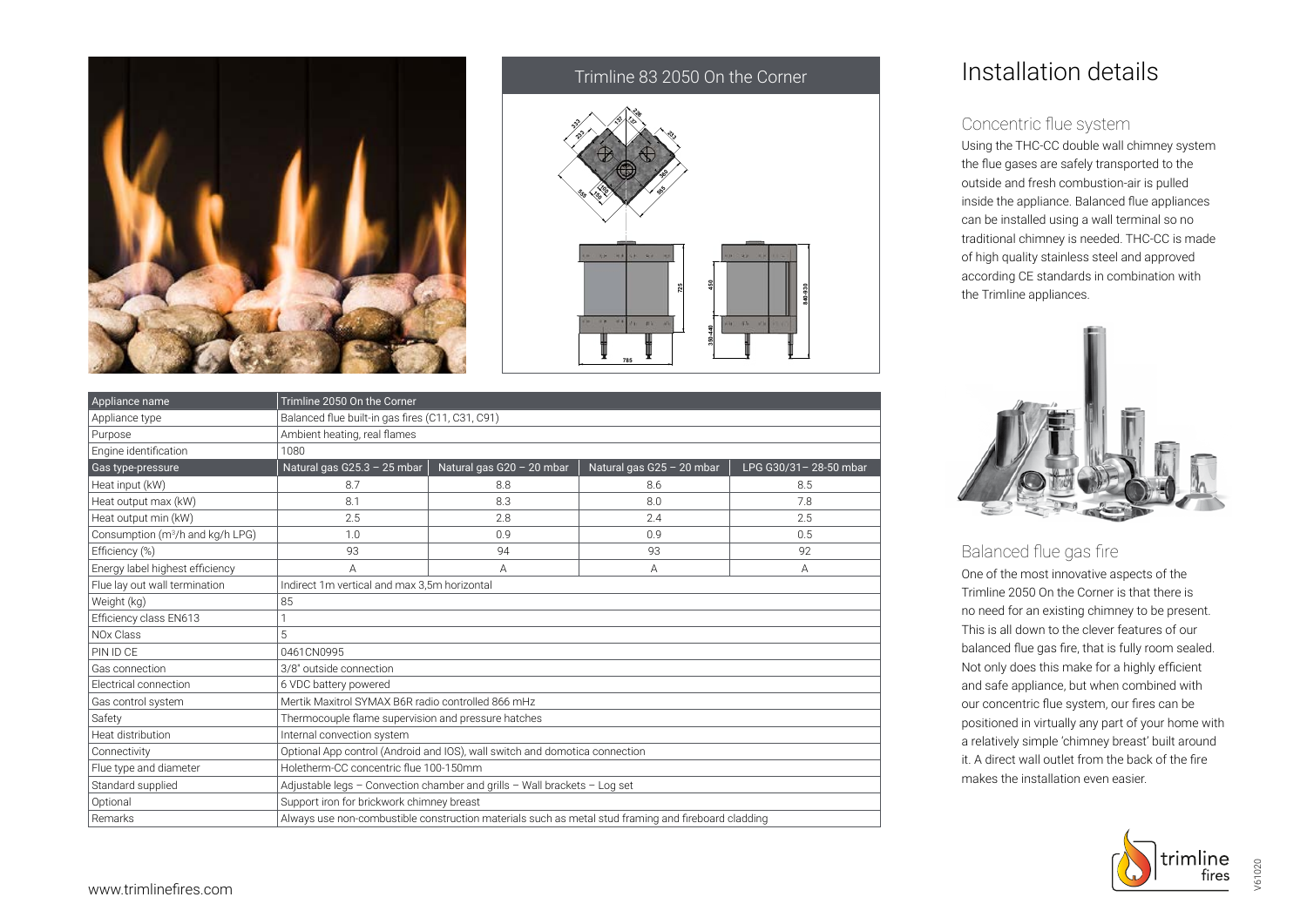## Trimline 83 2050 On the Corner

333
253
137
157
236
253
333
360
655
550
100
150
725
450
785
350-440
840-930

| Appliance name | Trimline 2050 On the Corner | | | |
|---|---|---|---|---|
| Appliance type | Balanced flue built-in gas fires (C11, C31, C91) | | | |
| Purpose | Ambient heating, real flames | | | |
| Engine identification | 1080 | | | |
| Gas type-pressure | Natural gas G25.3 – 25 mbar | Natural gas G20 – 20 mbar | Natural gas G25 – 20 mbar | LPG G30/31– 28-50 mbar |
| Heat input (kW) | 8.7 | 8.8 | 8.6 | 8.5 |
| Heat output max (kW) | 8.1 | 8.3 | 8.0 | 7.8 |
| Heat output min (kW) | 2.5 | 2.8 | 2.4 | 2.5 |
| Consumption (m³/h and kg/h LPG) | 1.0 | 0.9 | 0.9 | 0.5 |
| Efficiency (%) | 93 | 94 | 93 | 92 |
| Energy label highest efficiency | A | A | A | A |
| Flue lay out wall termination | Indirect 1m vertical and max 3,5m horizontal | | | |
| Weight (kg) | 85 | | | |
| Efficiency class EN613 | 1 | | | |
| NOx Class | 5 | | | |
| PIN ID CE | 0461CN0995 | | | |
| Gas connection | 3/8" outside connection | | | |
| Electrical connection | 6 VDC battery powered | | | |
| Gas control system | Mertik Maxitrol SYMAX B6R radio controlled 866 mHz | | | |
| Safety | Thermocouple flame supervision and pressure hatches | | | |
| Heat distribution | Internal convection system | | | |
| Connectivity | Optional App control (Android and IOS), wall switch and domotica connection | | | |
| Flue type and diameter | Holetherm-CC concentric flue 100-150mm | | | |
| Standard supplied | Adjustable legs – Convection chamber and grills – Wall brackets – Log set | | | |
| Optional | Support iron for brickwork chimney breast | | | |
| Remarks | Always use non-combustible construction materials such as metal stud framing and fireboard cladding | | | |

# Installation details

## Concentric flue system

Using the THC-CC double wall chimney system the flue gases are safely transported to the outside and fresh combustion-air is pulled inside the appliance. Balanced flue appliances can be installed using a wall terminal so no traditional chimney is needed. THC-CC is made of high quality stainless steel and approved according CE standards in combination with the Trimline appliances.

## Balanced flue gas fire

One of the most innovative aspects of the Trimline 2050 On the Corner is that there is no need for an existing chimney to be present. This is all down to the clever features of our balanced flue gas fire, that is fully room sealed. Not only does this make for a highly efficient and safe appliance, but when combined with our concentric flue system, our fires can be positioned in virtually any part of your home with a relatively simple 'chimney breast' built around it. A direct wall outlet from the back of the fire makes the installation even easier.

www.trimlinefires.com

trimline fires

V61020